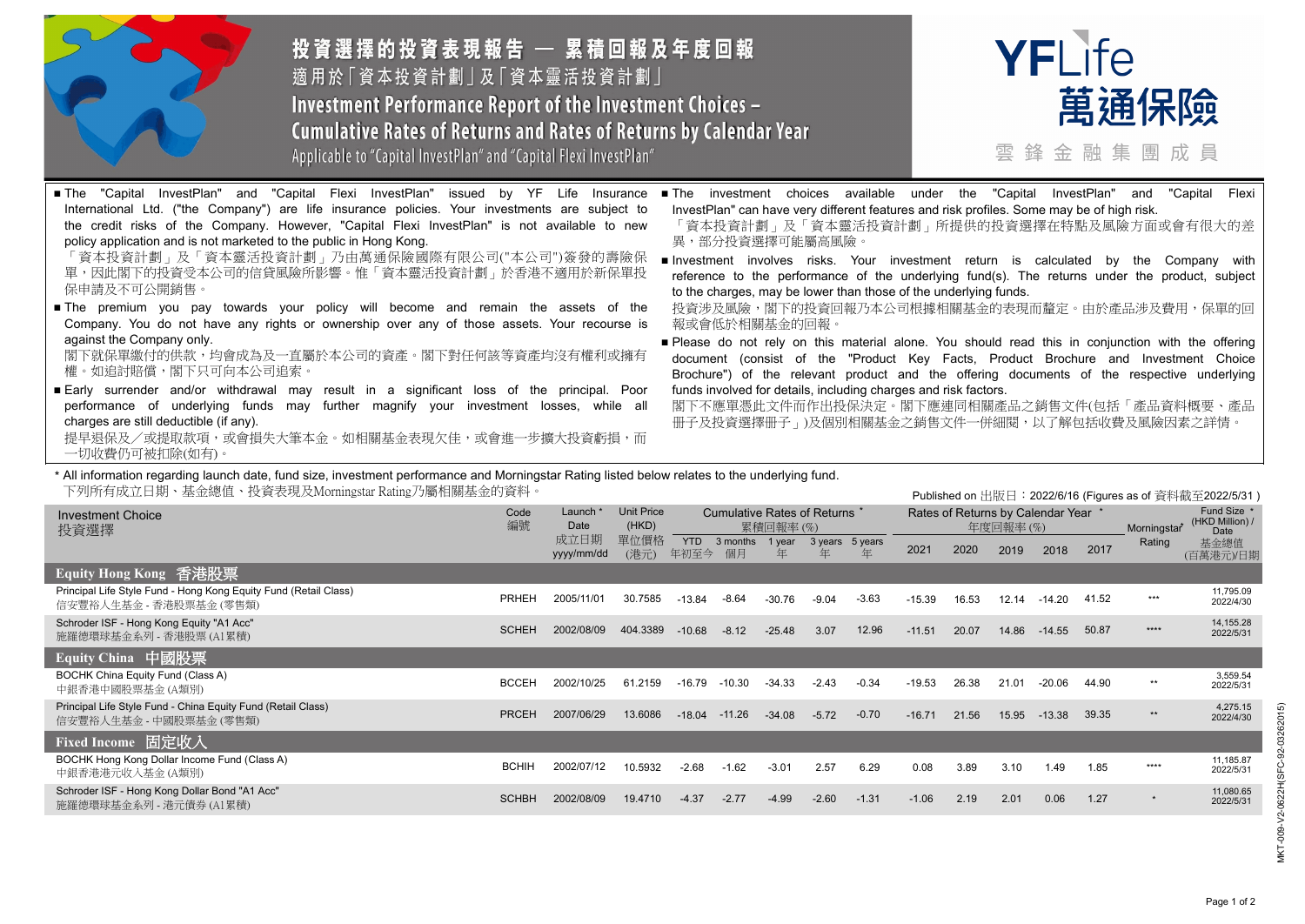# 投資選擇的投資表現報告 — 累積回報及年度回報

適用於「資本投資計劃」及「資本靈活投資計劃」

# Investment Performance Report of the Investment Choices – Cumulative Rates of Returns and Rates of Returns by Calendar Year

Applicable to "Capital InvestPlan" and "Capital Flexi InvestPlan"

YFLife 萬通保險

雲鋒金融集團成員

- The "Capital InvestPlan" and "Capital Flexi InvestPlan" issued by YF Life Insurance International Ltd. ("the Company") are life insurance policies. Your investments are subject to the credit risks of the Company. However, "Capital Flexi InvestPlan" is not available to new policy application and is not marketed to the public in Hong Kong.
  「資本投資計劃」及「資本靈活投資計劃」乃由萬通保險國際有限公司("本公司")簽發的壽險保單，因此閣下的投資受本公司的信貸風險所影響。惟「資本靈活投資計劃」於香港不適用於新保單投保申請及不可公開銷售。
- The premium you pay towards your policy will become and remain the assets of the Company. You do not have any rights or ownership over any of those assets. Your recourse is against the Company only.
  閣下就保單繳付的供款，均會成為及一直屬於本公司的資產。閣下對任何該等資產均沒有權利或擁有權。如追討賠償，閣下只可向本公司追索。
- Early surrender and/or withdrawal may result in a significant loss of the principal. Poor performance of underlying funds may further magnify your investment losses, while all charges are still deductible (if any).
  提早退保及／或提取款項，或會損失大筆本金。如相關基金表現欠佳，或會進一步擴大投資虧損，而一切收費仍可被扣除(如有)。
- The investment choices available under the "Capital InvestPlan" and "Capital Flexi InvestPlan" can have very different features and risk profiles. Some may be of high risk.
  「資本投資計劃」及「資本靈活投資計劃」所提供的投資選擇在特點及風險方面或會有很大的差異，部分投資選擇可能屬高風險。
- Investment involves risks. Your investment return is calculated by the Company with reference to the performance of the underlying fund(s). The returns under the product, subject to the charges, may be lower than those of the underlying funds.
  投資涉及風險，閣下的投資回報乃本公司根據相關基金的表現而釐定。由於產品涉及費用，保單的回報或會低於相關基金的回報。
- Please do not rely on this material alone. You should read this in conjunction with the offering document (consist of the "Product Key Facts, Product Brochure and Investment Choice Brochure") of the relevant product and the offering documents of the respective underlying funds involved for details, including charges and risk factors.
  閣下不應單憑此文件而作出投保決定。閣下應連同相關產品之銷售文件(包括「產品資料概要、產品冊子及投資選擇冊子」)及個別相關基金之銷售文件一併細閱，以了解包括收費及風險因素之詳情。

\* All information regarding launch date, fund size, investment performance and Morningstar Rating listed below relates to the underlying fund.
下列所有成立日期、基金總值、投資表現及Morningstar Rating乃屬相關基金的資料。

Published on 出版日：2022/6/16 (Figures as of 資料截至2022/5/31)

| Investment Choice 投資選擇 | Code 編號 | Launch * Date 成立日期 yyyy/mm/dd | Unit Price (HKD) 單位價格 (港元) | Cumulative Rates of Returns * 累積回報率 (%) | | | | | Rates of Returns by Calendar Year * 年度回報率 (%) | | | | | Morningstar* Rating | Fund Size * (HKD Million) / Date 基金總值 (百萬港元)/日期 |
|---|---|---|---|---|---|---|---|---|---|---|---|---|---|---|---|
| | | | | YTD 年初至今 | 3 months 個月 | 1 year 年 | 3 years 年 | 5 years 年 | 2021 | 2020 | 2019 | 2018 | 2017 | | |
| **Equity Hong Kong 香港股票** | | | | | | | | | | | | | | | |
| Principal Life Style Fund - Hong Kong Equity Fund (Retail Class) 信安豐裕人生基金 - 香港股票基金 (零售類) | PRHEH | 2005/11/01 | 30.7585 | -13.84 | -8.64 | -30.76 | -9.04 | -3.63 | -15.39 | 16.53 | 12.14 | -14.20 | 41.52 | *** | 11,795.09 2022/4/30 |
| Schroder ISF - Hong Kong Equity "A1 Acc" 施羅德環球基金系列 - 香港股票 (A1累積) | SCHEH | 2002/08/09 | 404.3389 | -10.68 | -8.12 | -25.48 | 3.07 | 12.96 | -11.51 | 20.07 | 14.86 | -14.55 | 50.87 | **** | 14,155.28 2022/5/31 |
| **Equity China 中國股票** | | | | | | | | | | | | | | | |
| BOCHK China Equity Fund (Class A) 中銀香港中國股票基金 (A類別) | BCCEH | 2002/10/25 | 61.2159 | -16.79 | -10.30 | -34.33 | -2.43 | -0.34 | -19.53 | 26.38 | 21.01 | -20.06 | 44.90 | ** | 3,559.54 2022/5/31 |
| Principal Life Style Fund - China Equity Fund (Retail Class) 信安豐裕人生基金 - 中國股票基金 (零售類) | PRCEH | 2007/06/29 | 13.6086 | -18.04 | -11.26 | -34.08 | -5.72 | -0.70 | -16.71 | 21.56 | 15.95 | -13.38 | 39.35 | ** | 4,275.15 2022/4/30 |
| **Fixed Income 固定收入** | | | | | | | | | | | | | | | |
| BOCHK Hong Kong Dollar Income Fund (Class A) 中銀香港港元收入基金 (A類別) | BCHIH | 2002/07/12 | 10.5932 | -2.68 | -1.62 | -3.01 | 2.57 | 6.29 | 0.08 | 3.89 | 3.10 | 1.49 | 1.85 | **** | 11,185.87 2022/5/31 |
| Schroder ISF - Hong Kong Dollar Bond "A1 Acc" 施羅德環球基金系列 - 港元債券 (A1累積) | SCHBH | 2002/08/09 | 19.4710 | -4.37 | -2.77 | -4.99 | -2.60 | -1.31 | -1.06 | 2.19 | 2.01 | 0.06 | 1.27 | * | 11,080.65 2022/5/31 |

MKT-009-V2-0622H(SFC-03262015)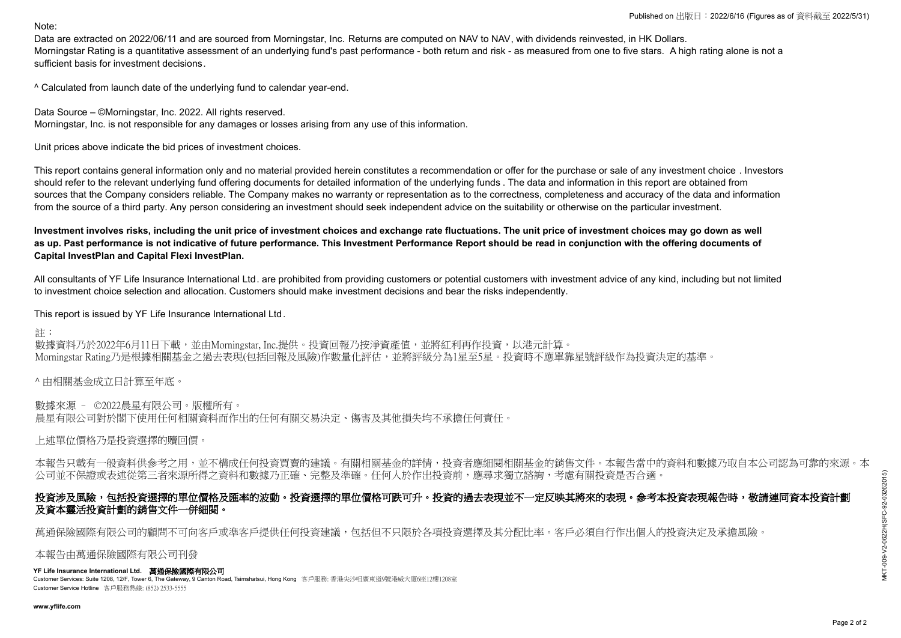Published on 出版日：2022/6/16 (Figures as of 資料截至 2022/5/31)

Note:

Data are extracted on 2022/06/11 and are sourced from Morningstar, Inc. Returns are computed on NAV to NAV, with dividends reinvested, in HK Dollars.
Morningstar Rating is a quantitative assessment of an underlying fund's past performance - both return and risk - as measured from one to five stars. A high rating alone is not a sufficient basis for investment decisions.

^ Calculated from launch date of the underlying fund to calendar year-end.

Data Source – ©Morningstar, Inc. 2022. All rights reserved.
Morningstar, Inc. is not responsible for any damages or losses arising from any use of this information.

Unit prices above indicate the bid prices of investment choices.

This report contains general information only and no material provided herein constitutes a recommendation or offer for the purchase or sale of any investment choice . Investors should refer to the relevant underlying fund offering documents for detailed information of the underlying funds . The data and information in this report are obtained from sources that the Company considers reliable. The Company makes no warranty or representation as to the correctness, completeness and accuracy of the data and information from the source of a third party. Any person considering an investment should seek independent advice on the suitability or otherwise on the particular investment.

**Investment involves risks, including the unit price of investment choices and exchange rate fluctuations. The unit price of investment choices may go down as well as up. Past performance is not indicative of future performance. This Investment Performance Report should be read in conjunction with the offering documents of Capital InvestPlan and Capital Flexi InvestPlan.**

All consultants of YF Life Insurance International Ltd. are prohibited from providing customers or potential customers with investment advice of any kind, including but not limited to investment choice selection and allocation. Customers should make investment decisions and bear the risks independently.

This report is issued by YF Life Insurance International Ltd.

註：

數據資料乃於2022年6月11日下載，並由Morningstar, Inc.提供。投資回報乃按淨資產值，並將紅利再作投資，以港元計算。
Morningstar Rating乃是根據相關基金之過去表現(包括回報及風險)作數量化評估，並將評級分為1星至5星。投資時不應單靠星號評級作為投資決定的基準。

^ 由相關基金成立日計算至年底。

數據來源 – ©2022晨星有限公司。版權所有。
晨星有限公司對於閣下使用任何相關資料而作出的任何有關交易決定、傷害及其他損失均不承擔任何責任。

上述單位價格乃是投資選擇的贖回價。

本報告只載有一般資料供參考之用，並不構成任何投資買賣的建議。有關相關基金的詳情，投資者應細閱相關基金的銷售文件。本報告當中的資料和數據乃取自本公司認為可靠的來源。本公司並不保證或表述從第三者來源所得之資料和數據乃正確、完整及準確。任何人於作出投資前，應尋求獨立諮詢，考慮有關投資是否合適。

**投資涉及風險，包括投資選擇的單位價格及匯率的波動。投資選擇的單位價格可跌可升。投資的過去表現並不一定反映其將來的表現。參考本投資表現報告時，敬請連同資本投資計劃及資本靈活投資計劃的銷售文件一併細閱。**

萬通保險國際有限公司的顧問不可向客戶或準客戶提供任何投資建議，包括但不只限於各項投資選擇及其分配比率。客戶必須自行作出個人的投資決定及承擔風險。

本報告由萬通保險國際有限公司刊發

**YF Life Insurance International Ltd. 萬通保險國際有限公司**
Customer Services: Suite 1208, 12/F, Tower 6, The Gateway, 9 Canton Road, Tsimshatsui, Hong Kong 客戶服務: 香港尖沙咀廣東道9號港威大廈6座12樓1208室
Customer Service Hotline 客戶服務熱線: (852) 2533-5555

**www.yflife.com**

MKT-009-V2-0622H(SFC-92-03262015)